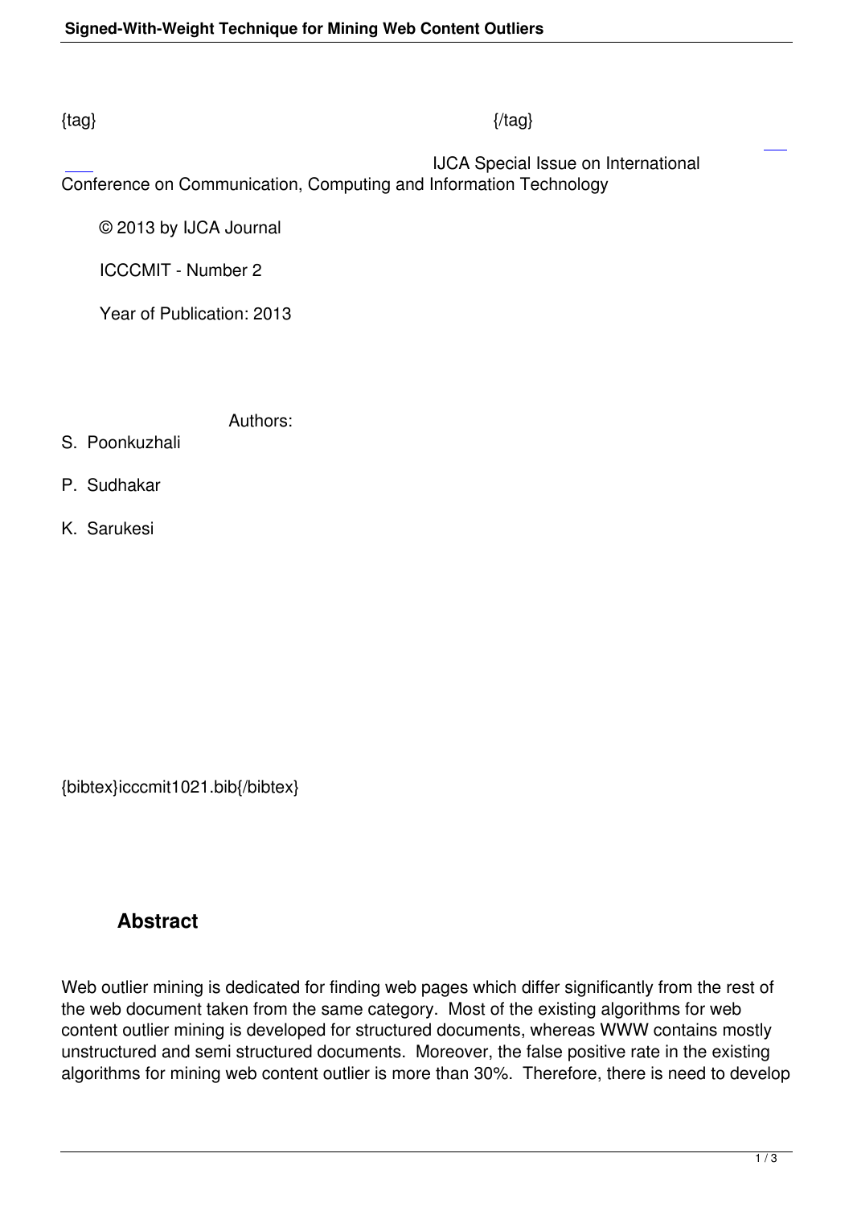{tag} {/tag}

IJCA Special Issue on International Conference on Communication, Computing and Information Technology

© 2013 by IJCA Journal

ICCCMIT - Number 2

Year of Publication: 2013

Authors:

S. Poonkuzhali

P. Sudhakar

K. Sarukesi

{bibtex}icccmit1021.bib{/bibtex}

## Abstract

Web outlier mining is dedicated for finding web pages which differ significantly from the rest of the web document taken from the same category. Most of the existing algorithms for web content outlier mining is developed for structured documents, whereas WWW contains mostly unstructured and semi structured documents. Moreover, the false positive rate in the existing algorithms for mining web content outlier is more than 30%. Therefore, there is need to develop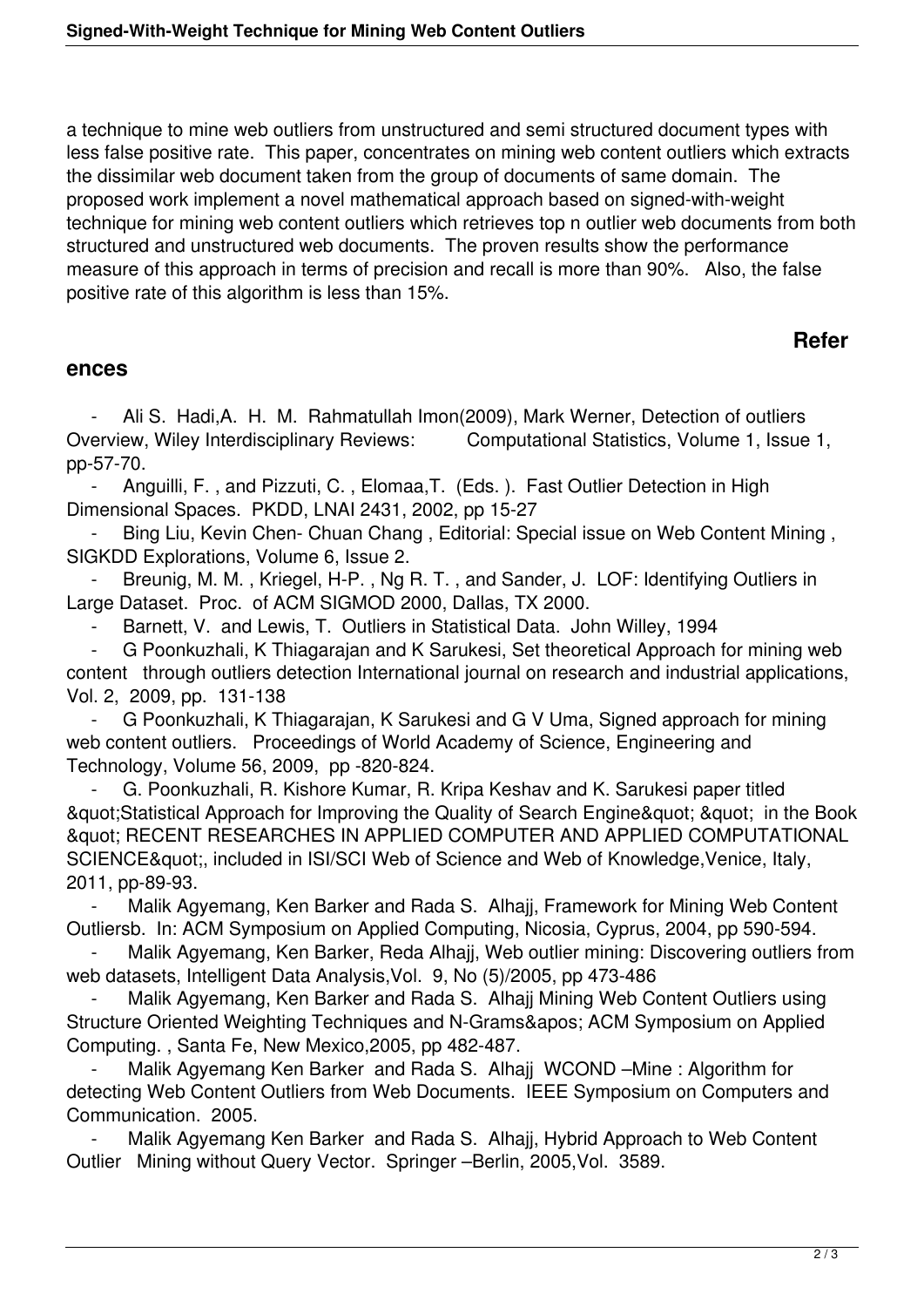a technique to mine web outliers from unstructured and semi structured document types with less false positive rate. This paper, concentrates on mining web content outliers which extracts the dissimilar web document taken from the group of documents of same domain. The proposed work implement a novel mathematical approach based on signed-with-weight technique for mining web content outliers which retrieves top n outlier web documents from both structured and unstructured web documents. The proven results show the performance measure of this approach in terms of precision and recall is more than 90%. Also, the false positive rate of this algorithm is less than 15%.

## References

- Ali S. Hadi,A. H. M. Rahmatullah Imon(2009), Mark Werner, Detection of outliers Overview, Wiley Interdisciplinary Reviews: Computational Statistics, Volume 1, Issue 1, pp-57-70.
- Anguilli, F. , and Pizzuti, C. , Elomaa,T. (Eds. ). Fast Outlier Detection in High Dimensional Spaces. PKDD, LNAI 2431, 2002, pp 15-27
- Bing Liu, Kevin Chen- Chuan Chang , Editorial: Special issue on Web Content Mining , SIGKDD Explorations, Volume 6, Issue 2.
- Breunig, M. M. , Kriegel, H-P. , Ng R. T. , and Sander, J. LOF: Identifying Outliers in Large Dataset. Proc. of ACM SIGMOD 2000, Dallas, TX 2000.
- Barnett, V. and Lewis, T. Outliers in Statistical Data. John Willey, 1994
- G Poonkuzhali, K Thiagarajan and K Sarukesi, Set theoretical Approach for mining web content through outliers detection International journal on research and industrial applications, Vol. 2, 2009, pp. 131-138
- G Poonkuzhali, K Thiagarajan, K Sarukesi and G V Uma, Signed approach for mining web content outliers. Proceedings of World Academy of Science, Engineering and Technology, Volume 56, 2009, pp -820-824.
- G. Poonkuzhali, R. Kishore Kumar, R. Kripa Keshav and K. Sarukesi paper titled &quot;Statistical Approach for Improving the Quality of Search Engine&quot; &quot; in the Book &quot; RECENT RESEARCHES IN APPLIED COMPUTER AND APPLIED COMPUTATIONAL SCIENCE&quot;, included in ISI/SCI Web of Science and Web of Knowledge,Venice, Italy, 2011, pp-89-93.
- Malik Agyemang, Ken Barker and Rada S. Alhajj, Framework for Mining Web Content Outliersb. In: ACM Symposium on Applied Computing, Nicosia, Cyprus, 2004, pp 590-594.
- Malik Agyemang, Ken Barker, Reda Alhajj, Web outlier mining: Discovering outliers from web datasets, Intelligent Data Analysis,Vol. 9, No (5)/2005, pp 473-486
- Malik Agyemang, Ken Barker and Rada S. Alhajj Mining Web Content Outliers using Structure Oriented Weighting Techniques and N-Grams&apos; ACM Symposium on Applied Computing. , Santa Fe, New Mexico,2005, pp 482-487.
- Malik Agyemang Ken Barker and Rada S. Alhajj WCOND –Mine : Algorithm for detecting Web Content Outliers from Web Documents. IEEE Symposium on Computers and Communication. 2005.
- Malik Agyemang Ken Barker and Rada S. Alhajj, Hybrid Approach to Web Content Outlier Mining without Query Vector. Springer –Berlin, 2005,Vol. 3589.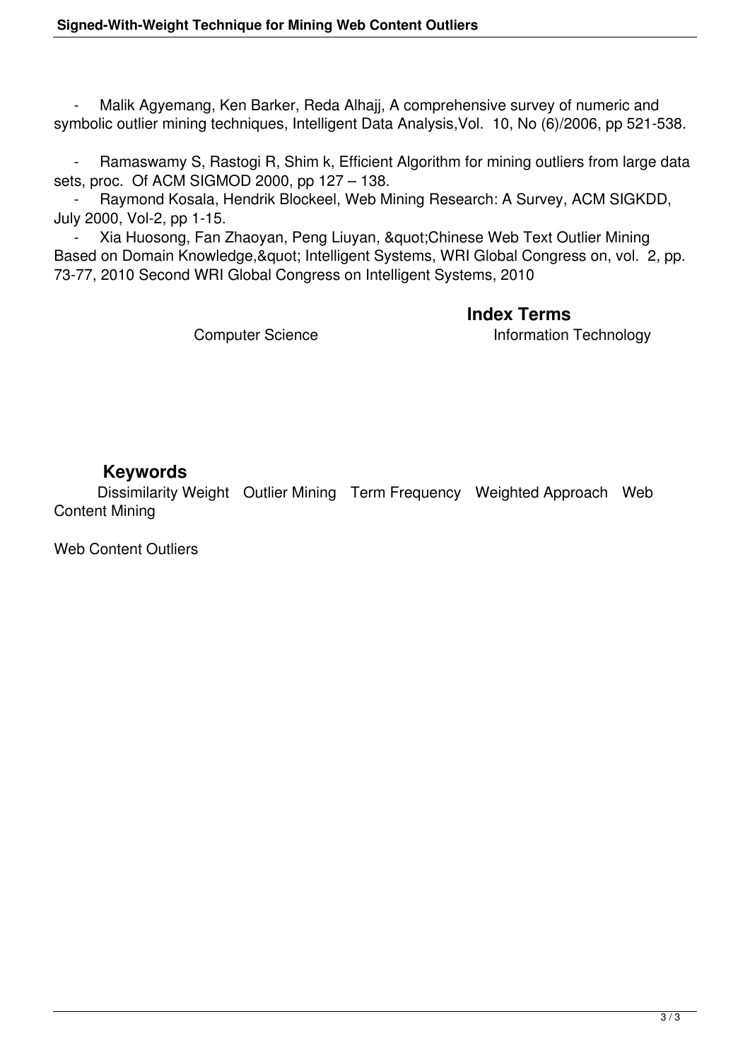- Malik Agyemang, Ken Barker, Reda Alhajj, A comprehensive survey of numeric and symbolic outlier mining techniques, Intelligent Data Analysis,Vol. 10, No (6)/2006, pp 521-538.
- Ramaswamy S, Rastogi R, Shim k, Efficient Algorithm for mining outliers from large data sets, proc. Of ACM SIGMOD 2000, pp 127 – 138.
- Raymond Kosala, Hendrik Blockeel, Web Mining Research: A Survey, ACM SIGKDD, July 2000, Vol-2, pp 1-15.
- Xia Huosong, Fan Zhaoyan, Peng Liuyan, &quot;Chinese Web Text Outlier Mining Based on Domain Knowledge,&quot; Intelligent Systems, WRI Global Congress on, vol. 2, pp. 73-77, 2010 Second WRI Global Congress on Intelligent Systems, 2010

## Index Terms

Computer Science Information Technology

## Keywords

Dissimilarity Weight Outlier Mining Term Frequency Weighted Approach Web Content Mining

Web Content Outliers